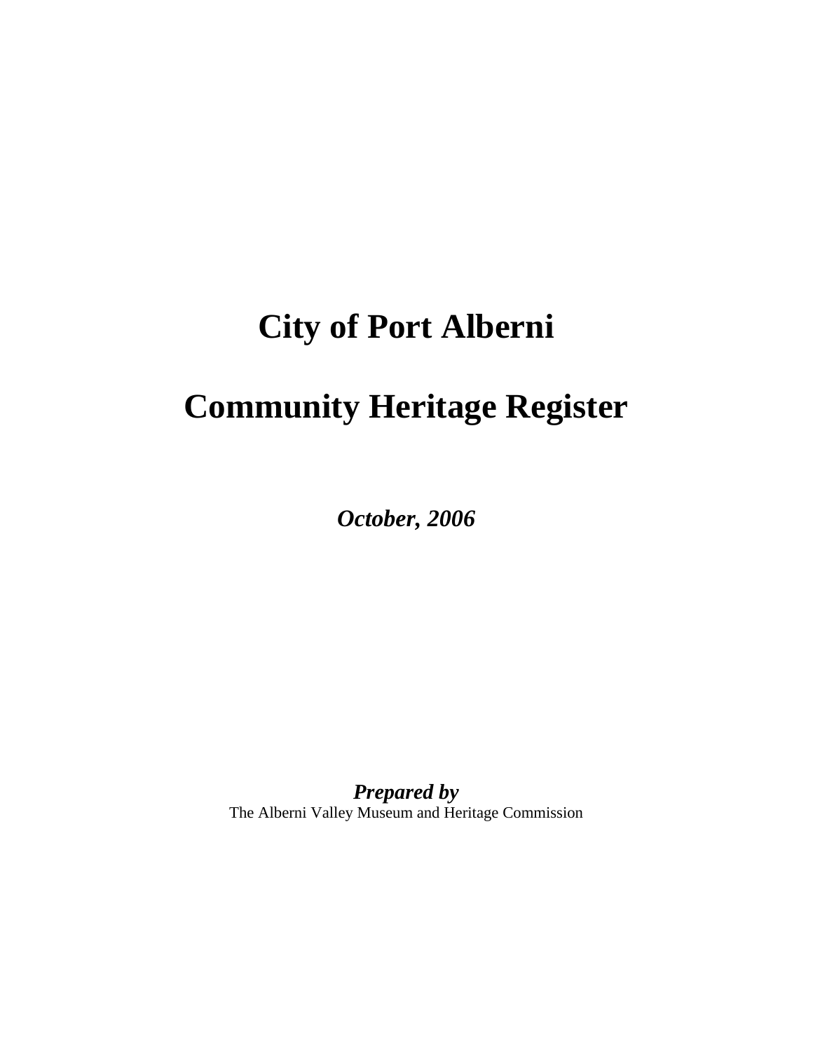# City of Port Alberni

# Community Heritage Register

***October, 2006***

***Prepared by***

The Alberni Valley Museum and Heritage Commission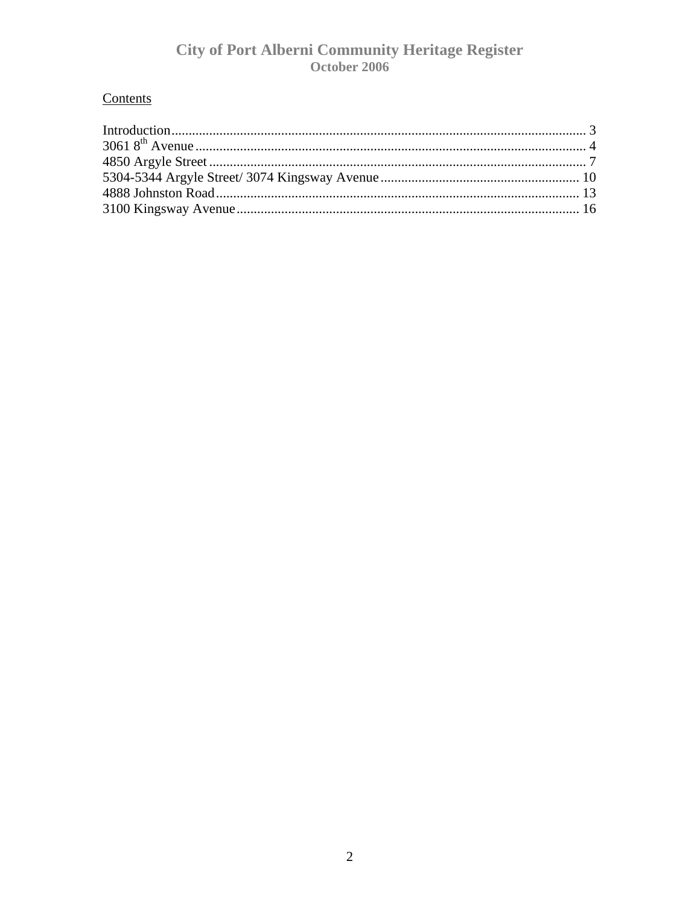# City of Port Alberni Community Heritage Register
## October 2006

Contents

Introduction........................................................................................................................ 3
3061 8th Avenue ................................................................................................................ 4
4850 Argyle Street ............................................................................................................ 7
5304-5344 Argyle Street/ 3074 Kingsway Avenue .......................................................... 10
4888 Johnston Road ......................................................................................................... 13
3100 Kingsway Avenue ................................................................................................... 16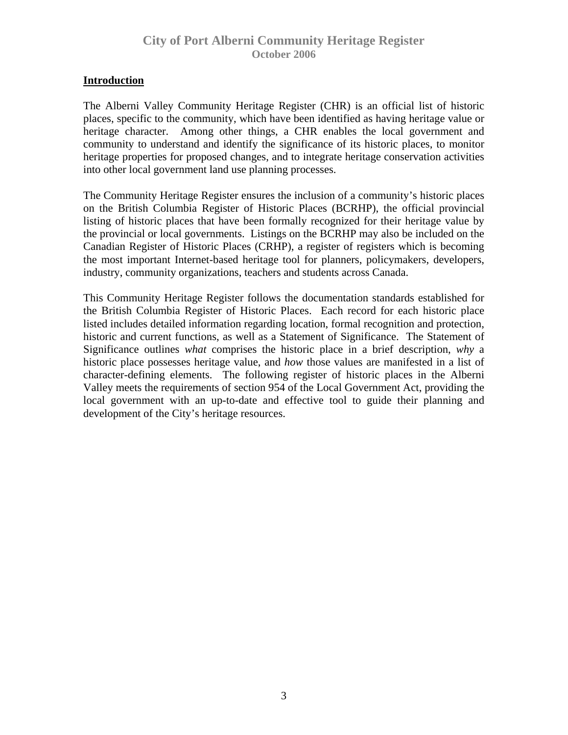## Introduction

The Alberni Valley Community Heritage Register (CHR) is an official list of historic places, specific to the community, which have been identified as having heritage value or heritage character. Among other things, a CHR enables the local government and community to understand and identify the significance of its historic places, to monitor heritage properties for proposed changes, and to integrate heritage conservation activities into other local government land use planning processes.

The Community Heritage Register ensures the inclusion of a community's historic places on the British Columbia Register of Historic Places (BCRHP), the official provincial listing of historic places that have been formally recognized for their heritage value by the provincial or local governments. Listings on the BCRHP may also be included on the Canadian Register of Historic Places (CRHP), a register of registers which is becoming the most important Internet-based heritage tool for planners, policymakers, developers, industry, community organizations, teachers and students across Canada.

This Community Heritage Register follows the documentation standards established for the British Columbia Register of Historic Places. Each record for each historic place listed includes detailed information regarding location, formal recognition and protection, historic and current functions, as well as a Statement of Significance. The Statement of Significance outlines *what* comprises the historic place in a brief description, *why* a historic place possesses heritage value, and *how* those values are manifested in a list of character-defining elements. The following register of historic places in the Alberni Valley meets the requirements of section 954 of the Local Government Act, providing the local government with an up-to-date and effective tool to guide their planning and development of the City's heritage resources.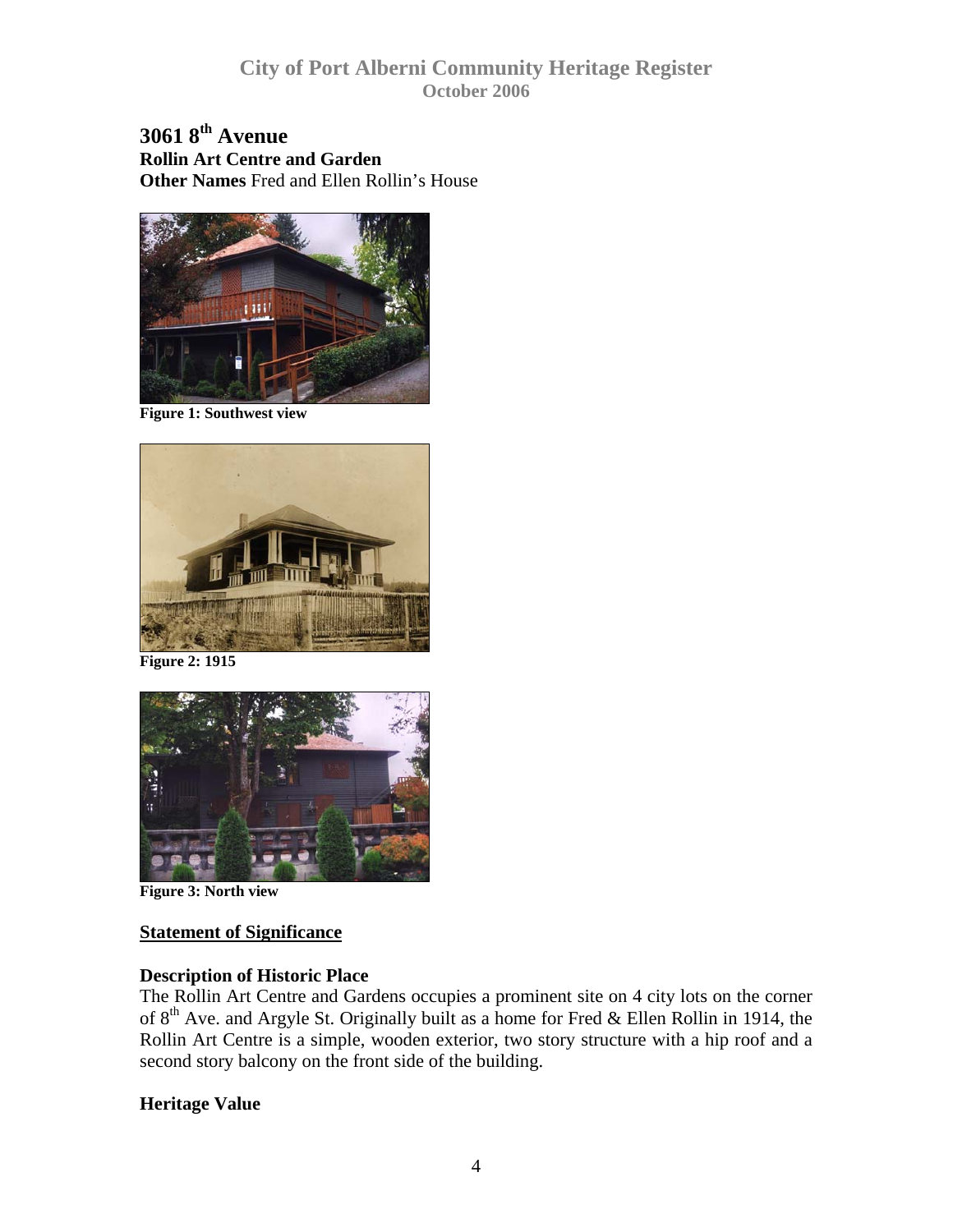# 3061 8th Avenue

**Rollin Art Centre and Garden**

**Other Names** Fred and Ellen Rollin's House

**Figure 1: Southwest view**

**Figure 2: 1915**

**Figure 3: North view**

## Statement of Significance

### Description of Historic Place

The Rollin Art Centre and Gardens occupies a prominent site on 4 city lots on the corner of 8th Ave. and Argyle St. Originally built as a home for Fred & Ellen Rollin in 1914, the Rollin Art Centre is a simple, wooden exterior, two story structure with a hip roof and a second story balcony on the front side of the building.

### Heritage Value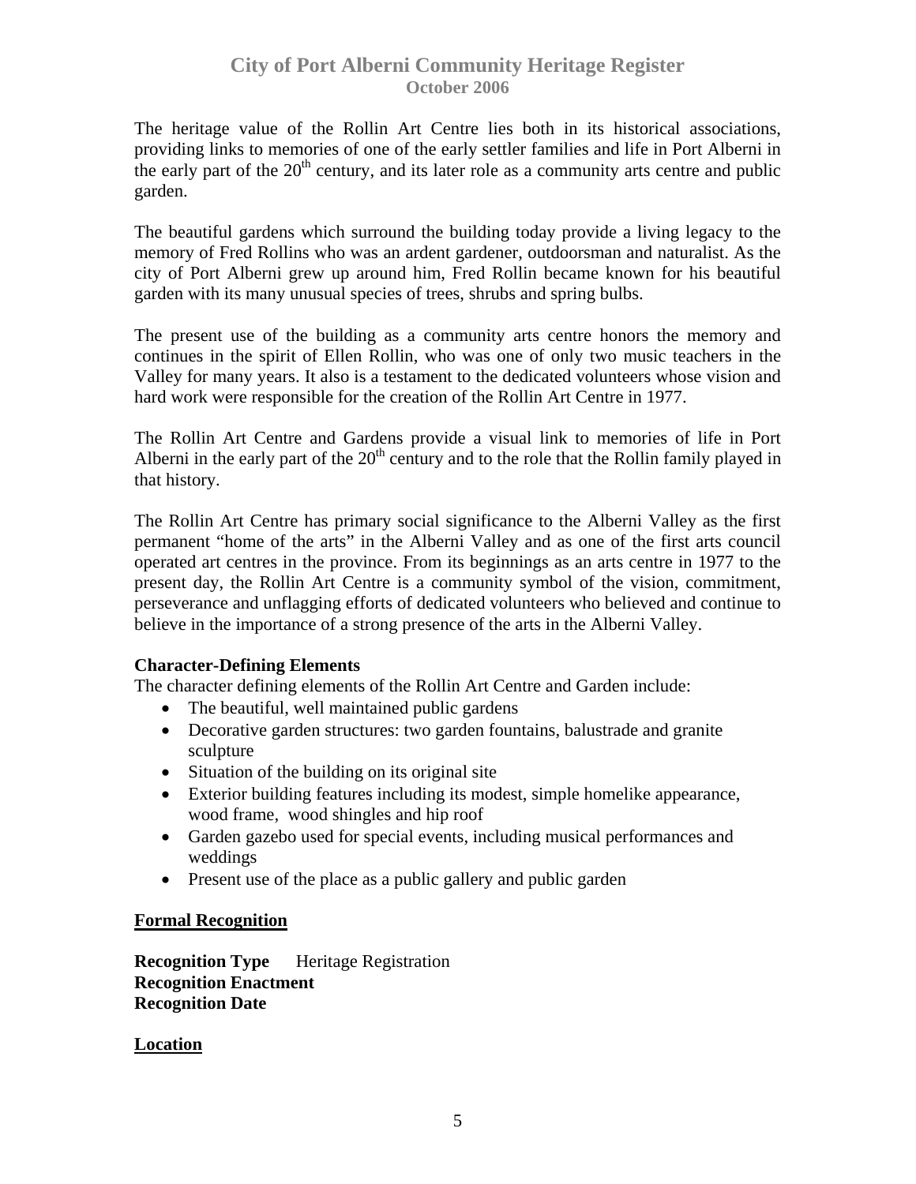The heritage value of the Rollin Art Centre lies both in its historical associations, providing links to memories of one of the early settler families and life in Port Alberni in the early part of the 20th century, and its later role as a community arts centre and public garden.

The beautiful gardens which surround the building today provide a living legacy to the memory of Fred Rollins who was an ardent gardener, outdoorsman and naturalist. As the city of Port Alberni grew up around him, Fred Rollin became known for his beautiful garden with its many unusual species of trees, shrubs and spring bulbs.

The present use of the building as a community arts centre honors the memory and continues in the spirit of Ellen Rollin, who was one of only two music teachers in the Valley for many years. It also is a testament to the dedicated volunteers whose vision and hard work were responsible for the creation of the Rollin Art Centre in 1977.

The Rollin Art Centre and Gardens provide a visual link to memories of life in Port Alberni in the early part of the 20th century and to the role that the Rollin family played in that history.

The Rollin Art Centre has primary social significance to the Alberni Valley as the first permanent "home of the arts" in the Alberni Valley and as one of the first arts council operated art centres in the province. From its beginnings as an arts centre in 1977 to the present day, the Rollin Art Centre is a community symbol of the vision, commitment, perseverance and unflagging efforts of dedicated volunteers who believed and continue to believe in the importance of a strong presence of the arts in the Alberni Valley.

**Character-Defining Elements**

The character defining elements of the Rollin Art Centre and Garden include:

- The beautiful, well maintained public gardens
- Decorative garden structures: two garden fountains, balustrade and granite sculpture
- Situation of the building on its original site
- Exterior building features including its modest, simple homelike appearance, wood frame, wood shingles and hip roof
- Garden gazebo used for special events, including musical performances and weddings
- Present use of the place as a public gallery and public garden

## Formal Recognition

**Recognition Type** Heritage Registration
**Recognition Enactment**
**Recognition Date**

## Location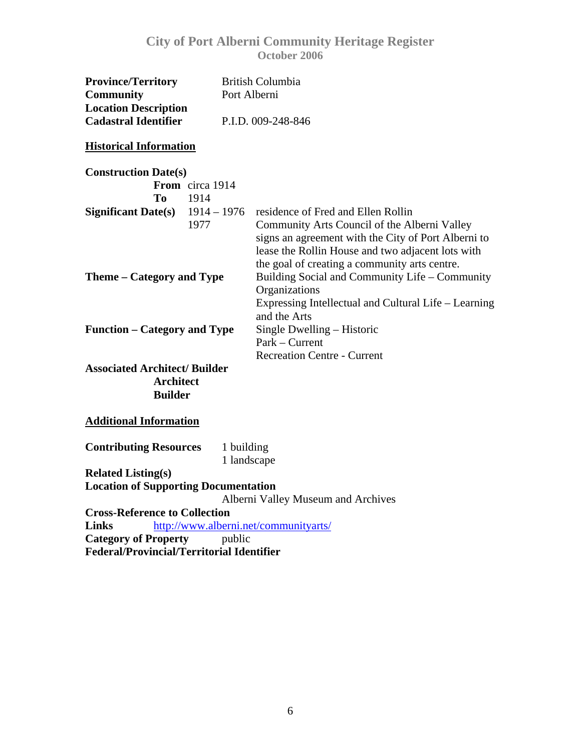**Province/Territory** British Columbia
**Community** Port Alberni
**Location Description**
**Cadastral Identifier** P.I.D. 009-248-846

## Historical Information

**Construction Date(s)**
**From** circa 1914
**To** 1914

**Significant Date(s)**
1914 – 1976 residence of Fred and Ellen Rollin
1977 Community Arts Council of the Alberni Valley signs an agreement with the City of Port Alberni to lease the Rollin House and two adjacent lots with the goal of creating a community arts centre.

**Theme – Category and Type**
Building Social and Community Life – Community Organizations
Expressing Intellectual and Cultural Life – Learning and the Arts

**Function – Category and Type**
Single Dwelling – Historic
Park – Current
Recreation Centre - Current

**Associated Architect/ Builder**
**Architect**
**Builder**

## Additional Information

**Contributing Resources**
1 building
1 landscape

**Related Listing(s)**
**Location of Supporting Documentation**
Alberni Valley Museum and Archives
**Cross-Reference to Collection**
**Links** http://www.alberni.net/communityarts/
**Category of Property** public
**Federal/Provincial/Territorial Identifier**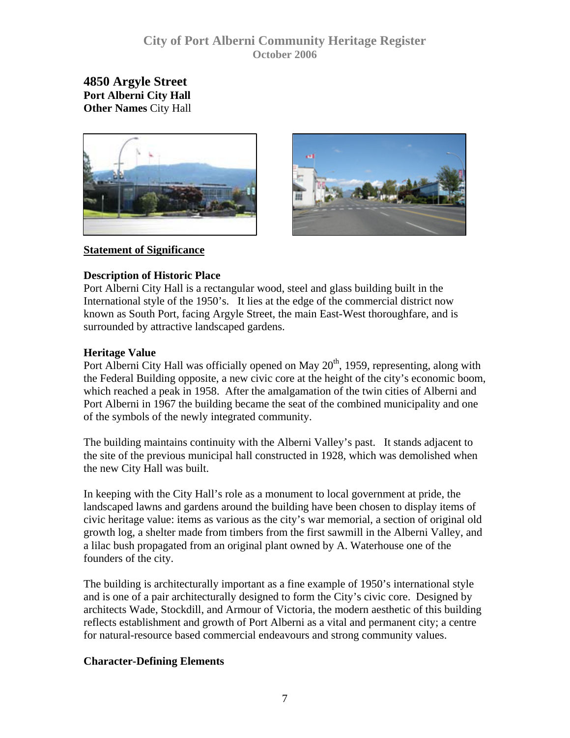# 4850 Argyle Street

**Port Alberni City Hall**
**Other Names** City Hall

## Statement of Significance

### Description of Historic Place

Port Alberni City Hall is a rectangular wood, steel and glass building built in the International style of the 1950's. It lies at the edge of the commercial district now known as South Port, facing Argyle Street, the main East-West thoroughfare, and is surrounded by attractive landscaped gardens.

### Heritage Value

Port Alberni City Hall was officially opened on May 20th, 1959, representing, along with the Federal Building opposite, a new civic core at the height of the city's economic boom, which reached a peak in 1958. After the amalgamation of the twin cities of Alberni and Port Alberni in 1967 the building became the seat of the combined municipality and one of the symbols of the newly integrated community.

The building maintains continuity with the Alberni Valley's past. It stands adjacent to the site of the previous municipal hall constructed in 1928, which was demolished when the new City Hall was built.

In keeping with the City Hall's role as a monument to local government at pride, the landscaped lawns and gardens around the building have been chosen to display items of civic heritage value: items as various as the city's war memorial, a section of original old growth log, a shelter made from timbers from the first sawmill in the Alberni Valley, and a lilac bush propagated from an original plant owned by A. Waterhouse one of the founders of the city.

The building is architecturally important as a fine example of 1950's international style and is one of a pair architecturally designed to form the City's civic core. Designed by architects Wade, Stockdill, and Armour of Victoria, the modern aesthetic of this building reflects establishment and growth of Port Alberni as a vital and permanent city; a centre for natural-resource based commercial endeavours and strong community values.

### Character-Defining Elements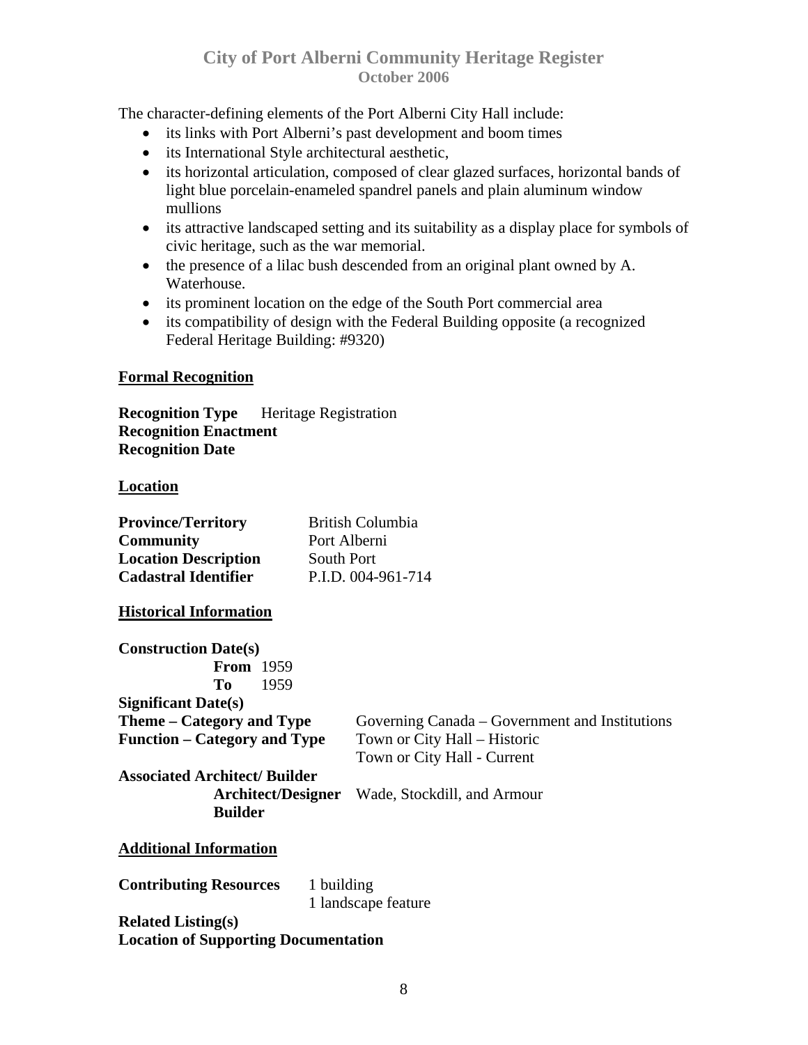The character-defining elements of the Port Alberni City Hall include:

- its links with Port Alberni's past development and boom times
- its International Style architectural aesthetic,
- its horizontal articulation, composed of clear glazed surfaces, horizontal bands of light blue porcelain-enameled spandrel panels and plain aluminum window mullions
- its attractive landscaped setting and its suitability as a display place for symbols of civic heritage, such as the war memorial.
- the presence of a lilac bush descended from an original plant owned by A. Waterhouse.
- its prominent location on the edge of the South Port commercial area
- its compatibility of design with the Federal Building opposite (a recognized Federal Heritage Building: #9320)

## Formal Recognition

**Recognition Type** Heritage Registration
**Recognition Enactment**
**Recognition Date**

## Location

**Province/Territory** British Columbia
**Community** Port Alberni
**Location Description** South Port
**Cadastral Identifier** P.I.D. 004-961-714

## Historical Information

**Construction Date(s)**
**From** 1959
**To** 1959
**Significant Date(s)**
**Theme – Category and Type** Governing Canada – Government and Institutions
**Function – Category and Type** Town or City Hall – Historic
Town or City Hall - Current
**Associated Architect/ Builder**
**Architect/Designer** Wade, Stockdill, and Armour
**Builder**

## Additional Information

**Contributing Resources** 1 building
1 landscape feature
**Related Listing(s)**
**Location of Supporting Documentation**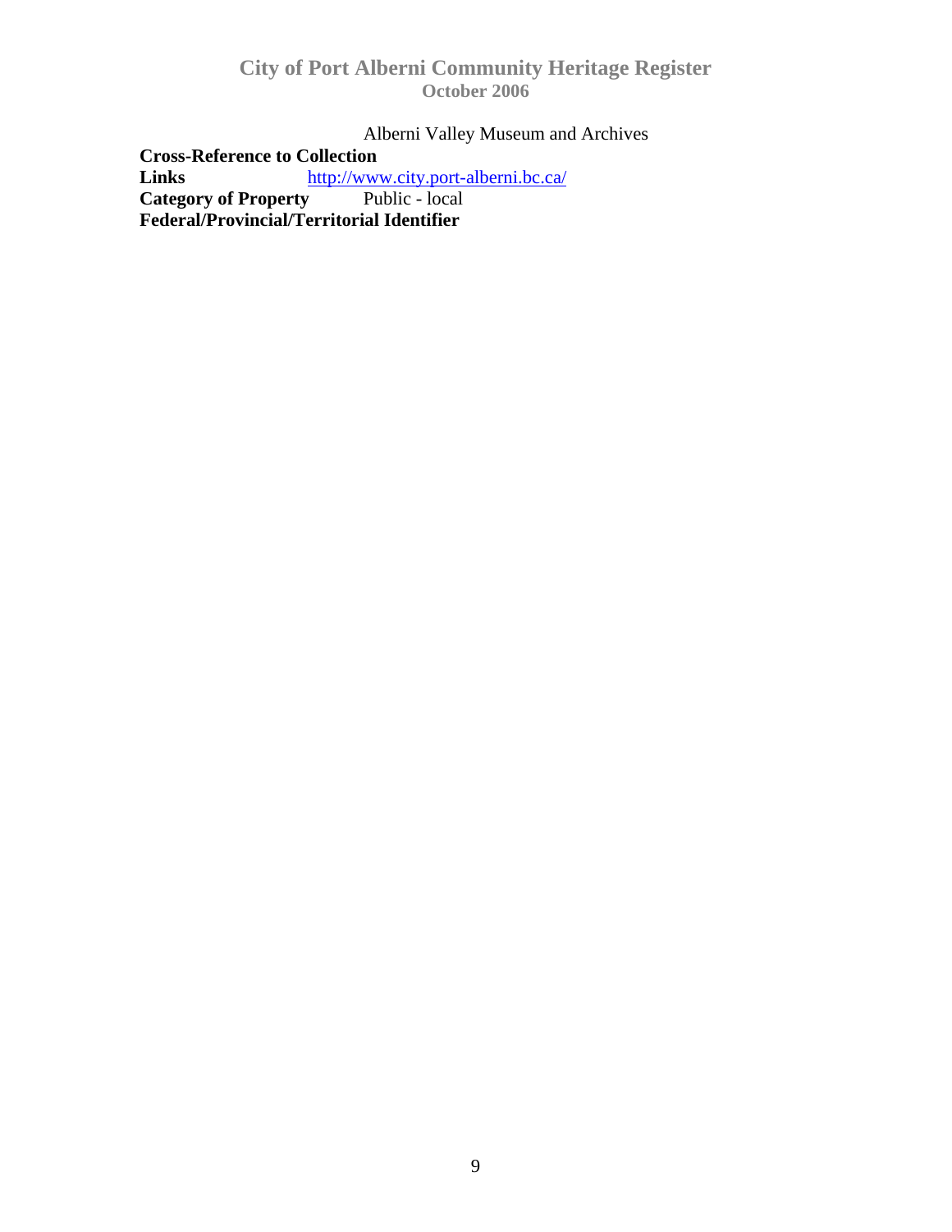Alberni Valley Museum and Archives

**Cross-Reference to Collection**

**Links** http://www.city.port-alberni.bc.ca/

**Category of Property** Public - local

**Federal/Provincial/Territorial Identifier**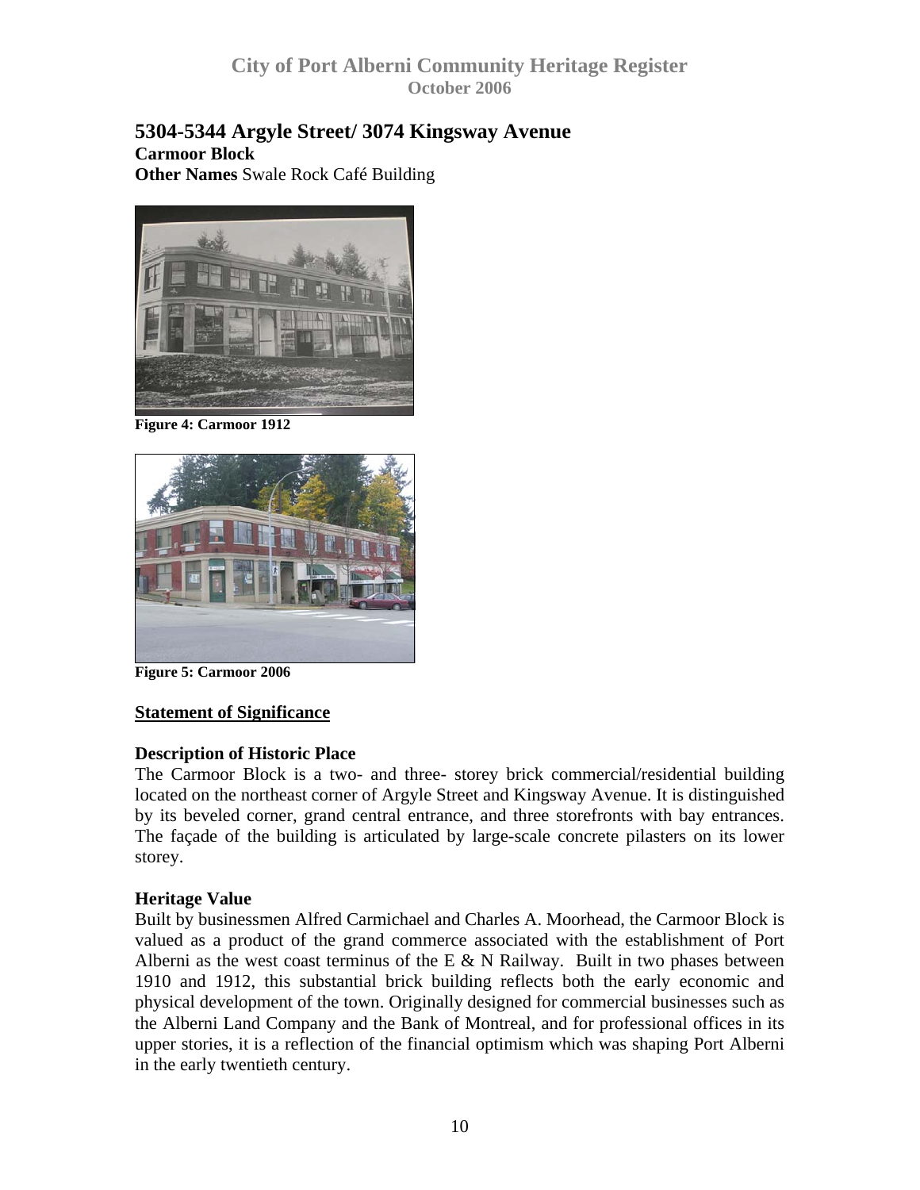## 5304-5344 Argyle Street/ 3074 Kingsway Avenue

**Carmoor Block**

**Other Names** Swale Rock Café Building

**Figure 4: Carmoor 1912**

**Figure 5: Carmoor 2006**

### Statement of Significance

#### Description of Historic Place

The Carmoor Block is a two- and three- storey brick commercial/residential building located on the northeast corner of Argyle Street and Kingsway Avenue. It is distinguished by its beveled corner, grand central entrance, and three storefronts with bay entrances. The façade of the building is articulated by large-scale concrete pilasters on its lower storey.

#### Heritage Value

Built by businessmen Alfred Carmichael and Charles A. Moorhead, the Carmoor Block is valued as a product of the grand commerce associated with the establishment of Port Alberni as the west coast terminus of the E & N Railway. Built in two phases between 1910 and 1912, this substantial brick building reflects both the early economic and physical development of the town. Originally designed for commercial businesses such as the Alberni Land Company and the Bank of Montreal, and for professional offices in its upper stories, it is a reflection of the financial optimism which was shaping Port Alberni in the early twentieth century.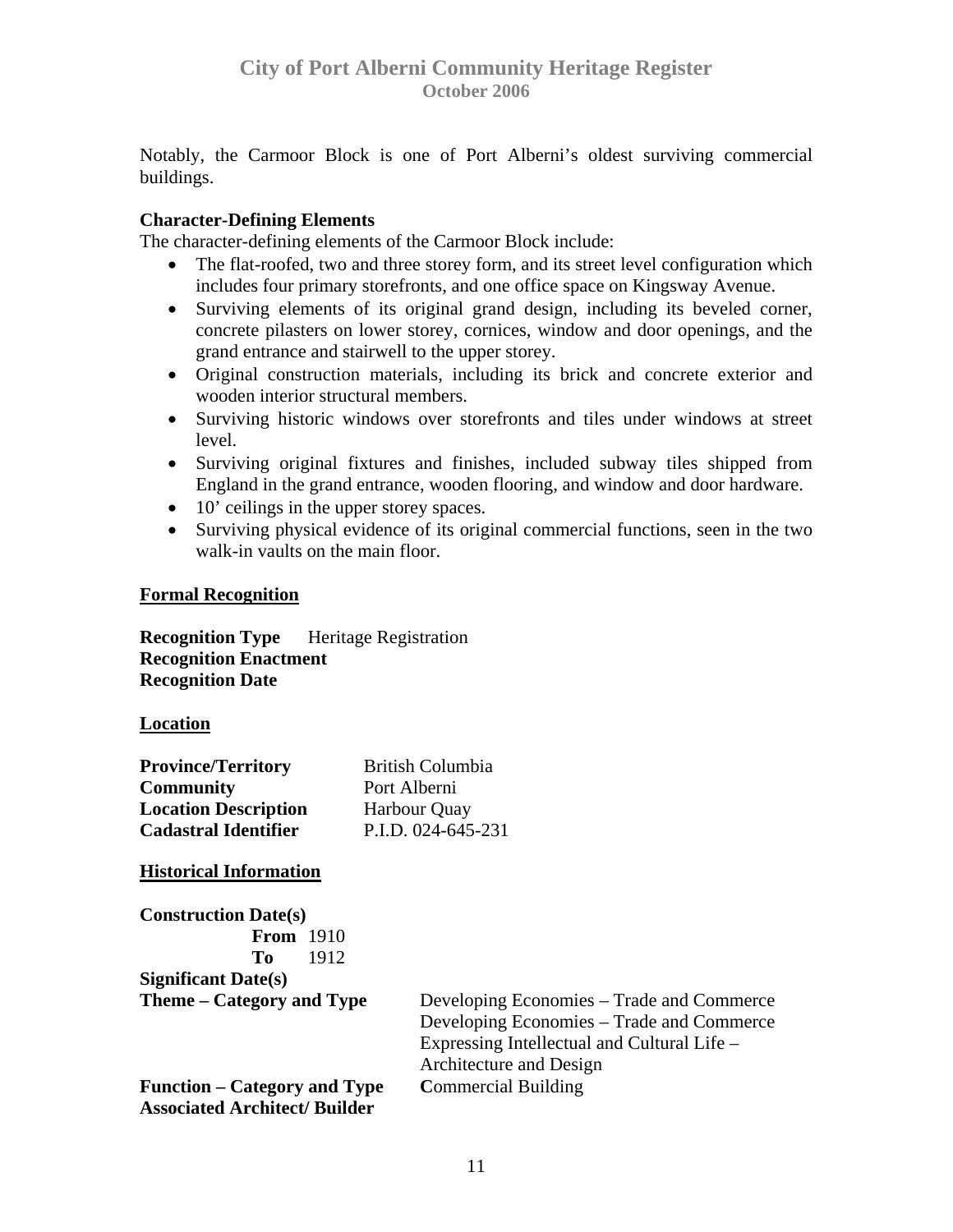Notably, the Carmoor Block is one of Port Alberni's oldest surviving commercial buildings.

**Character-Defining Elements**

The character-defining elements of the Carmoor Block include:

- The flat-roofed, two and three storey form, and its street level configuration which includes four primary storefronts, and one office space on Kingsway Avenue.
- Surviving elements of its original grand design, including its beveled corner, concrete pilasters on lower storey, cornices, window and door openings, and the grand entrance and stairwell to the upper storey.
- Original construction materials, including its brick and concrete exterior and wooden interior structural members.
- Surviving historic windows over storefronts and tiles under windows at street level.
- Surviving original fixtures and finishes, included subway tiles shipped from England in the grand entrance, wooden flooring, and window and door hardware.
- 10' ceilings in the upper storey spaces.
- Surviving physical evidence of its original commercial functions, seen in the two walk-in vaults on the main floor.

## Formal Recognition

**Recognition Type** Heritage Registration
**Recognition Enactment**
**Recognition Date**

## Location

**Province/Territory** British Columbia
**Community** Port Alberni
**Location Description** Harbour Quay
**Cadastral Identifier** P.I.D. 024-645-231

## Historical Information

**Construction Date(s)**
**From** 1910
**To** 1912
**Significant Date(s)**
**Theme – Category and Type** Developing Economies – Trade and Commerce
Developing Economies – Trade and Commerce
Expressing Intellectual and Cultural Life – Architecture and Design
**Function – Category and Type** **C**ommercial Building
**Associated Architect/ Builder**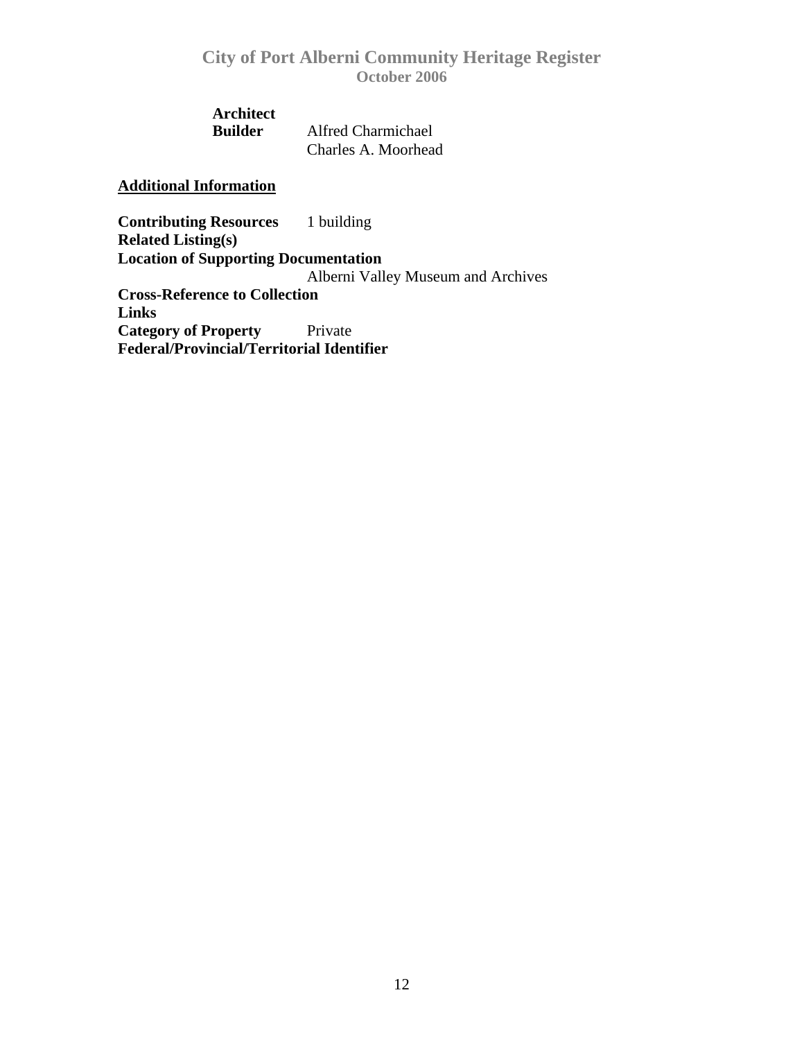**Architect**

**Builder** Alfred Charmichael
Charles A. Moorhead

## Additional Information

**Contributing Resources** 1 building

**Related Listing(s)**

**Location of Supporting Documentation**
Alberni Valley Museum and Archives

**Cross-Reference to Collection**

**Links**

**Category of Property** Private

**Federal/Provincial/Territorial Identifier**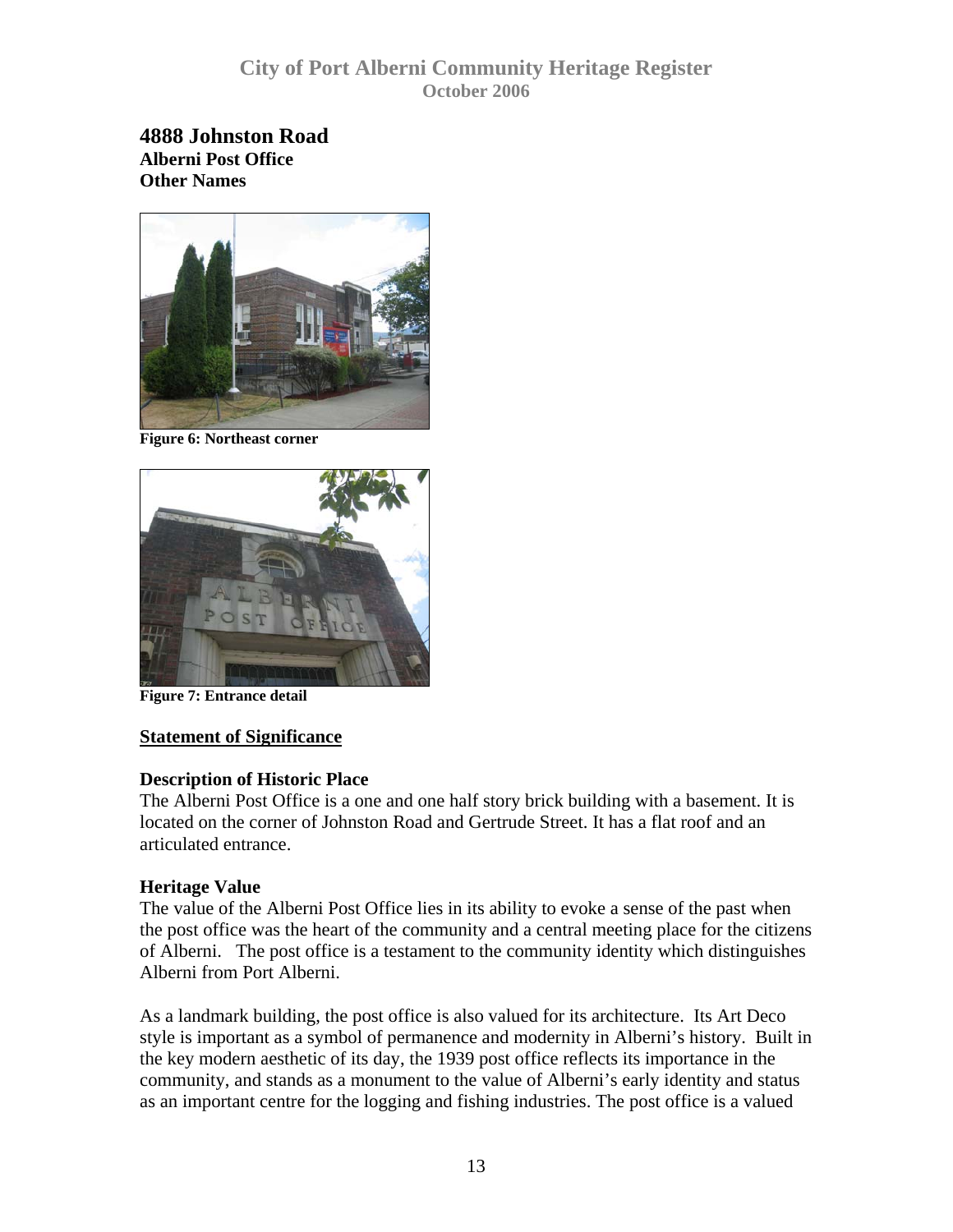# 4888 Johnston Road

**Alberni Post Office**

**Other Names**

**Figure 6: Northeast corner**

**Figure 7: Entrance detail**

## Statement of Significance

### Description of Historic Place

The Alberni Post Office is a one and one half story brick building with a basement. It is located on the corner of Johnston Road and Gertrude Street. It has a flat roof and an articulated entrance.

### Heritage Value

The value of the Alberni Post Office lies in its ability to evoke a sense of the past when the post office was the heart of the community and a central meeting place for the citizens of Alberni. The post office is a testament to the community identity which distinguishes Alberni from Port Alberni.

As a landmark building, the post office is also valued for its architecture. Its Art Deco style is important as a symbol of permanence and modernity in Alberni's history. Built in the key modern aesthetic of its day, the 1939 post office reflects its importance in the community, and stands as a monument to the value of Alberni's early identity and status as an important centre for the logging and fishing industries. The post office is a valued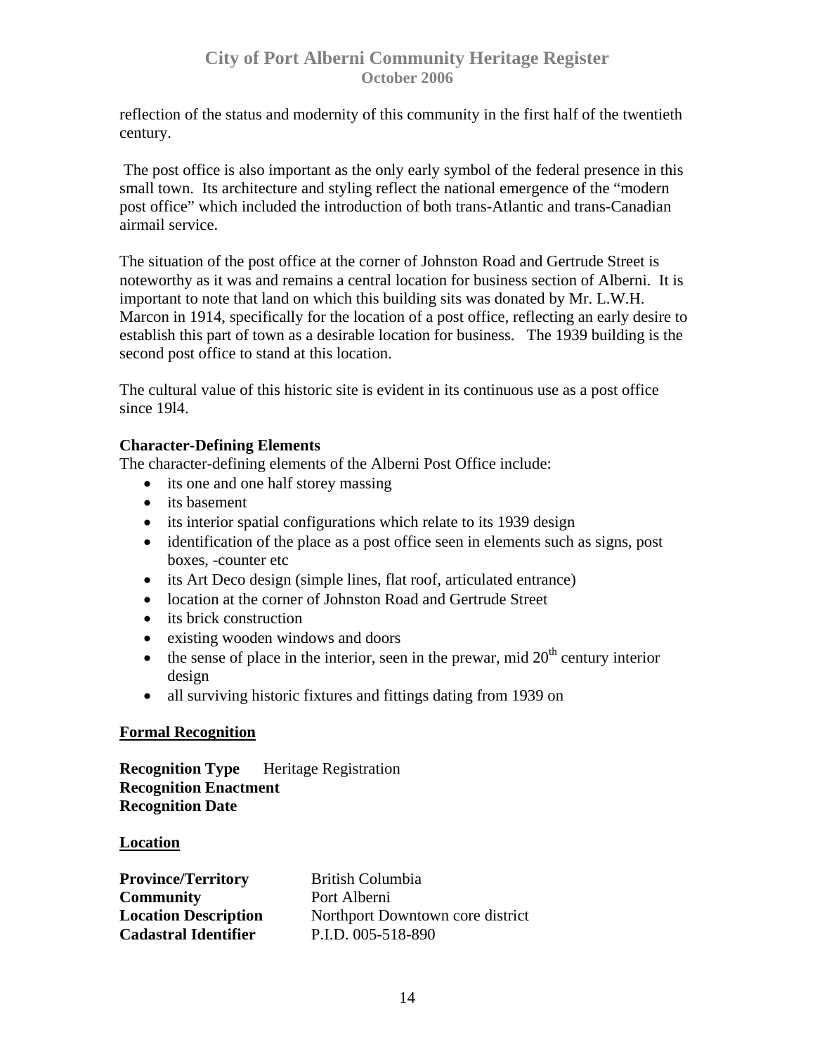reflection of the status and modernity of this community in the first half of the twentieth century.

The post office is also important as the only early symbol of the federal presence in this small town. Its architecture and styling reflect the national emergence of the "modern post office" which included the introduction of both trans-Atlantic and trans-Canadian airmail service.

The situation of the post office at the corner of Johnston Road and Gertrude Street is noteworthy as it was and remains a central location for business section of Alberni. It is important to note that land on which this building sits was donated by Mr. L.W.H. Marcon in 1914, specifically for the location of a post office, reflecting an early desire to establish this part of town as a desirable location for business. The 1939 building is the second post office to stand at this location.

The cultural value of this historic site is evident in its continuous use as a post office since 19l4.

**Character-Defining Elements**

The character-defining elements of the Alberni Post Office include:

- its one and one half storey massing
- its basement
- its interior spatial configurations which relate to its 1939 design
- identification of the place as a post office seen in elements such as signs, post boxes, -counter etc
- its Art Deco design (simple lines, flat roof, articulated entrance)
- location at the corner of Johnston Road and Gertrude Street
- its brick construction
- existing wooden windows and doors
- the sense of place in the interior, seen in the prewar, mid 20th century interior design
- all surviving historic fixtures and fittings dating from 1939 on

**Formal Recognition**

**Recognition Type** Heritage Registration
**Recognition Enactment**
**Recognition Date**

**Location**

**Province/Territory** British Columbia
**Community** Port Alberni
**Location Description** Northport Downtown core district
**Cadastral Identifier** P.I.D. 005-518-890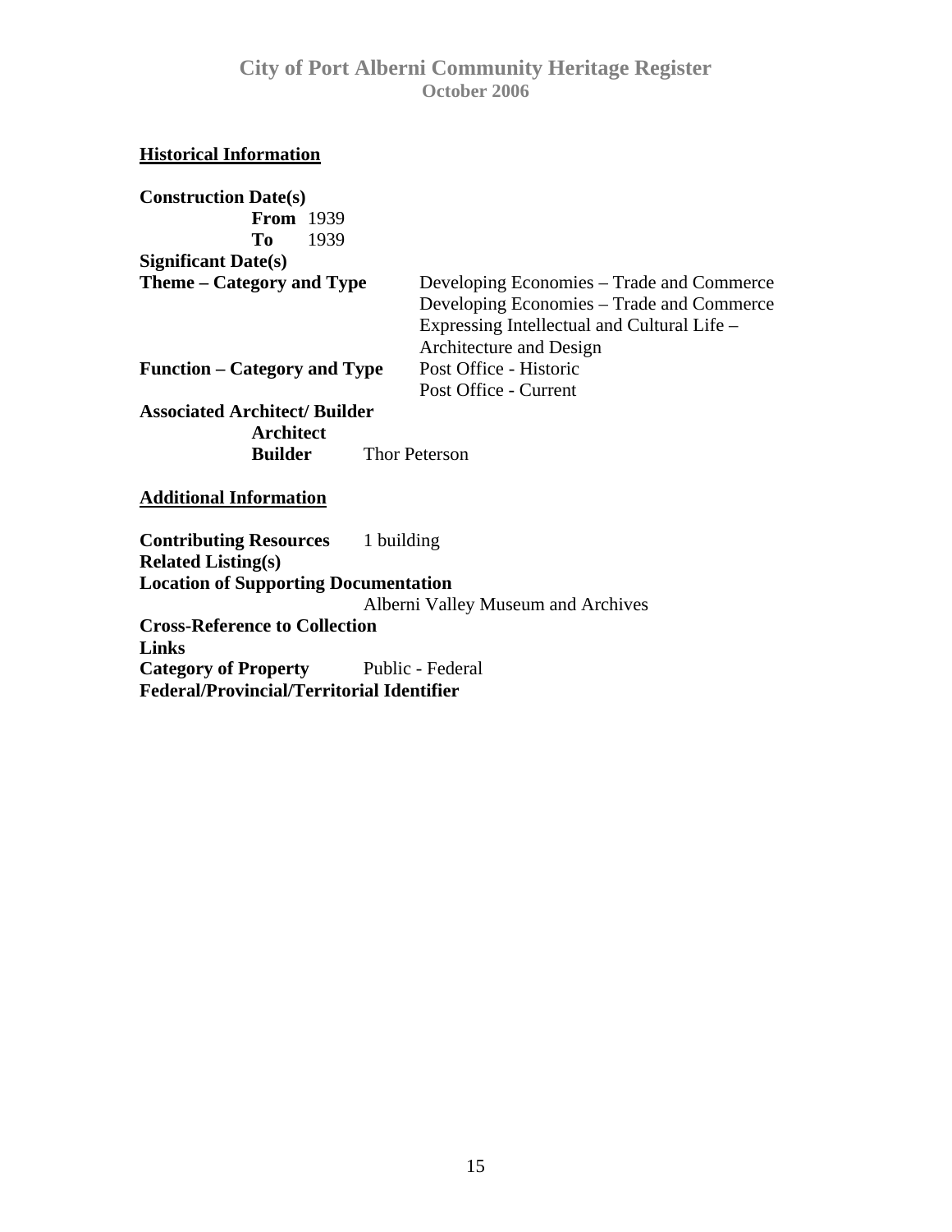## Historical Information

**Construction Date(s)**
**From** 1939
**To** 1939

**Significant Date(s)**

**Theme – Category and Type**
Developing Economies – Trade and Commerce
Developing Economies – Trade and Commerce
Expressing Intellectual and Cultural Life – Architecture and Design

**Function – Category and Type**
Post Office - Historic
Post Office - Current

**Associated Architect/ Builder**
**Architect**
**Builder** Thor Peterson

## Additional Information

**Contributing Resources** 1 building

**Related Listing(s)**

**Location of Supporting Documentation**
Alberni Valley Museum and Archives

**Cross-Reference to Collection**

**Links**

**Category of Property** Public - Federal

**Federal/Provincial/Territorial Identifier**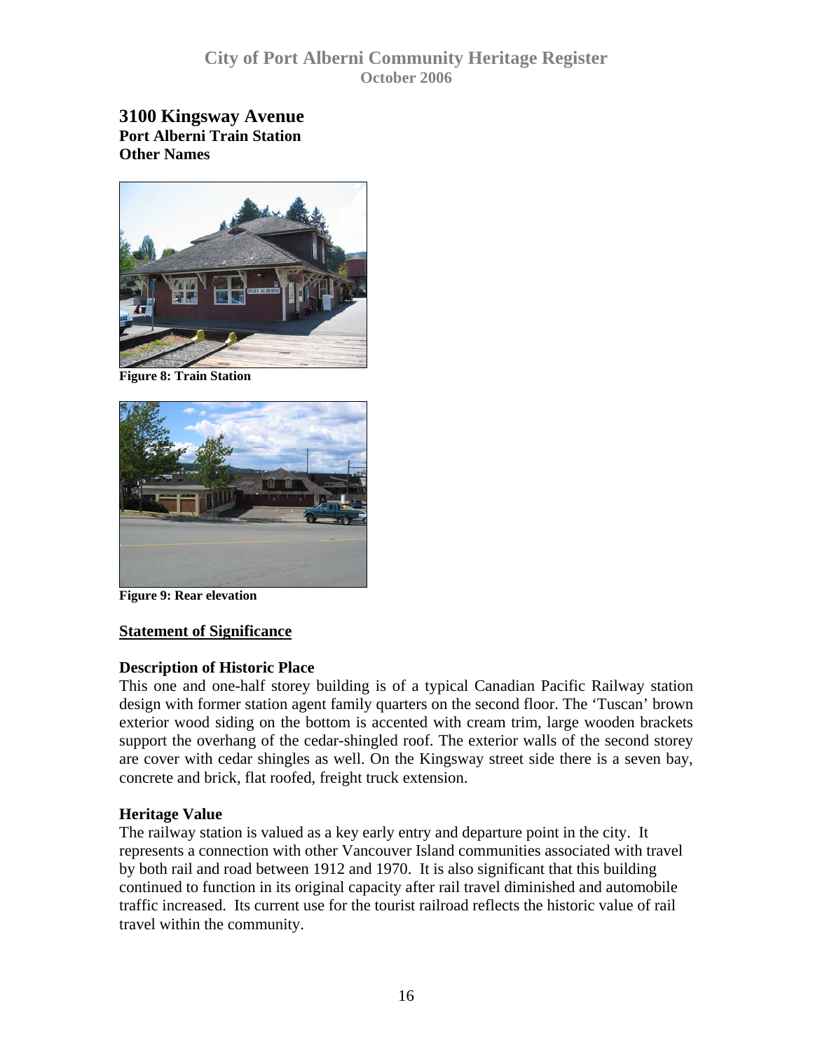# 3100 Kingsway Avenue

**Port Alberni Train Station**

**Other Names**

**Figure 8: Train Station**

**Figure 9: Rear elevation**

## Statement of Significance

### Description of Historic Place

This one and one-half storey building is of a typical Canadian Pacific Railway station design with former station agent family quarters on the second floor. The 'Tuscan' brown exterior wood siding on the bottom is accented with cream trim, large wooden brackets support the overhang of the cedar-shingled roof. The exterior walls of the second storey are cover with cedar shingles as well. On the Kingsway street side there is a seven bay, concrete and brick, flat roofed, freight truck extension.

### Heritage Value

The railway station is valued as a key early entry and departure point in the city. It represents a connection with other Vancouver Island communities associated with travel by both rail and road between 1912 and 1970. It is also significant that this building continued to function in its original capacity after rail travel diminished and automobile traffic increased. Its current use for the tourist railroad reflects the historic value of rail travel within the community.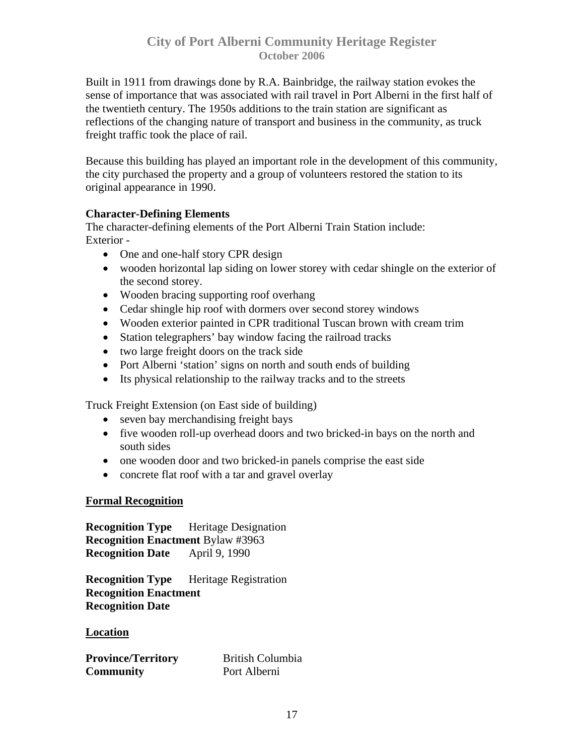Built in 1911 from drawings done by R.A. Bainbridge, the railway station evokes the sense of importance that was associated with rail travel in Port Alberni in the first half of the twentieth century. The 1950s additions to the train station are significant as reflections of the changing nature of transport and business in the community, as truck freight traffic took the place of rail.

Because this building has played an important role in the development of this community, the city purchased the property and a group of volunteers restored the station to its original appearance in 1990.

**Character-Defining Elements**

The character-defining elements of the Port Alberni Train Station include:

Exterior -

- One and one-half story CPR design
- wooden horizontal lap siding on lower storey with cedar shingle on the exterior of the second storey.
- Wooden bracing supporting roof overhang
- Cedar shingle hip roof with dormers over second storey windows
- Wooden exterior painted in CPR traditional Tuscan brown with cream trim
- Station telegraphers' bay window facing the railroad tracks
- two large freight doors on the track side
- Port Alberni 'station' signs on north and south ends of building
- Its physical relationship to the railway tracks and to the streets

Truck Freight Extension (on East side of building)

- seven bay merchandising freight bays
- five wooden roll-up overhead doors and two bricked-in bays on the north and south sides
- one wooden door and two bricked-in panels comprise the east side
- concrete flat roof with a tar and gravel overlay

**Formal Recognition**

**Recognition Type** Heritage Designation
**Recognition Enactment** Bylaw #3963
**Recognition Date** April 9, 1990

**Recognition Type** Heritage Registration
**Recognition Enactment**
**Recognition Date**

**Location**

**Province/Territory** British Columbia
**Community** Port Alberni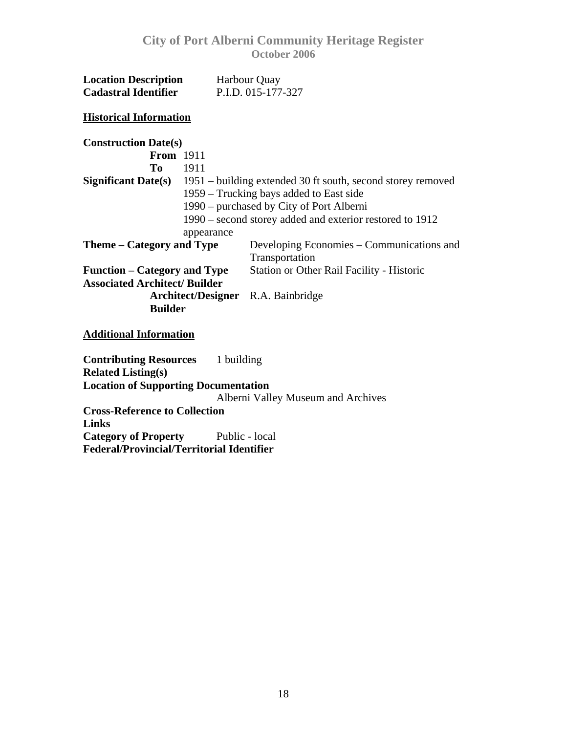**Location Description** Harbour Quay
**Cadastral Identifier** P.I.D. 015-177-327

## Historical Information

**Construction Date(s)**
**From** 1911
**To** 1911
**Significant Date(s)** 1951 – building extended 30 ft south, second storey removed
1959 – Trucking bays added to East side
1990 – purchased by City of Port Alberni
1990 – second storey added and exterior restored to 1912 appearance
**Theme – Category and Type** Developing Economies – Communications and Transportation
**Function – Category and Type** Station or Other Rail Facility - Historic
**Associated Architect/ Builder**
**Architect/Designer** R.A. Bainbridge
**Builder**

## Additional Information

**Contributing Resources** 1 building
**Related Listing(s)**
**Location of Supporting Documentation**
Alberni Valley Museum and Archives
**Cross-Reference to Collection**
**Links**
**Category of Property** Public - local
**Federal/Provincial/Territorial Identifier**